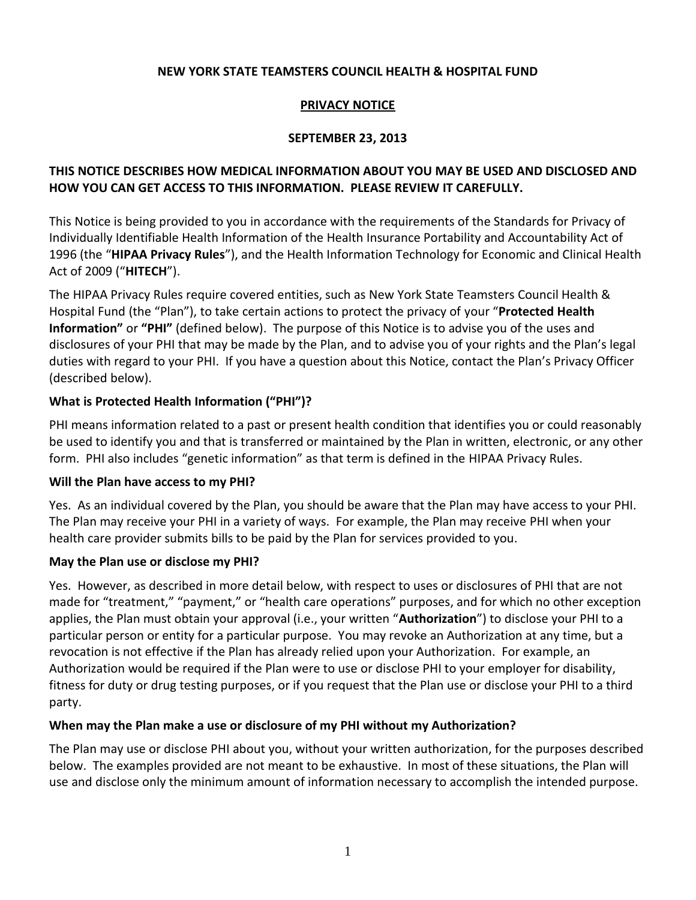# NEW YORK STATE TEAMSTERS COUNCIL HEALTH & HOSPITAL FUND

## PRIVACY NOTICE

**SEPTEMBER 23, 2013**

**THIS NOTICE DESCRIBES HOW MEDICAL INFORMATION ABOUT YOU MAY BE USED AND DISCLOSED AND HOW YOU CAN GET ACCESS TO THIS INFORMATION. PLEASE REVIEW IT CAREFULLY.**

This Notice is being provided to you in accordance with the requirements of the Standards for Privacy of Individually Identifiable Health Information of the Health Insurance Portability and Accountability Act of 1996 (the "**HIPAA Privacy Rules**"), and the Health Information Technology for Economic and Clinical Health Act of 2009 ("**HITECH**").

The HIPAA Privacy Rules require covered entities, such as New York State Teamsters Council Health & Hospital Fund (the "Plan"), to take certain actions to protect the privacy of your "**Protected Health Information"** or **"PHI"** (defined below). The purpose of this Notice is to advise you of the uses and disclosures of your PHI that may be made by the Plan, and to advise you of your rights and the Plan's legal duties with regard to your PHI. If you have a question about this Notice, contact the Plan's Privacy Officer (described below).

### What is Protected Health Information ("PHI")?

PHI means information related to a past or present health condition that identifies you or could reasonably be used to identify you and that is transferred or maintained by the Plan in written, electronic, or any other form. PHI also includes "genetic information" as that term is defined in the HIPAA Privacy Rules.

### Will the Plan have access to my PHI?

Yes. As an individual covered by the Plan, you should be aware that the Plan may have access to your PHI. The Plan may receive your PHI in a variety of ways. For example, the Plan may receive PHI when your health care provider submits bills to be paid by the Plan for services provided to you.

### May the Plan use or disclose my PHI?

Yes. However, as described in more detail below, with respect to uses or disclosures of PHI that are not made for "treatment," "payment," or "health care operations" purposes, and for which no other exception applies, the Plan must obtain your approval (i.e., your written "**Authorization**") to disclose your PHI to a particular person or entity for a particular purpose. You may revoke an Authorization at any time, but a revocation is not effective if the Plan has already relied upon your Authorization. For example, an Authorization would be required if the Plan were to use or disclose PHI to your employer for disability, fitness for duty or drug testing purposes, or if you request that the Plan use or disclose your PHI to a third party.

### When may the Plan make a use or disclosure of my PHI without my Authorization?

The Plan may use or disclose PHI about you, without your written authorization, for the purposes described below. The examples provided are not meant to be exhaustive. In most of these situations, the Plan will use and disclose only the minimum amount of information necessary to accomplish the intended purpose.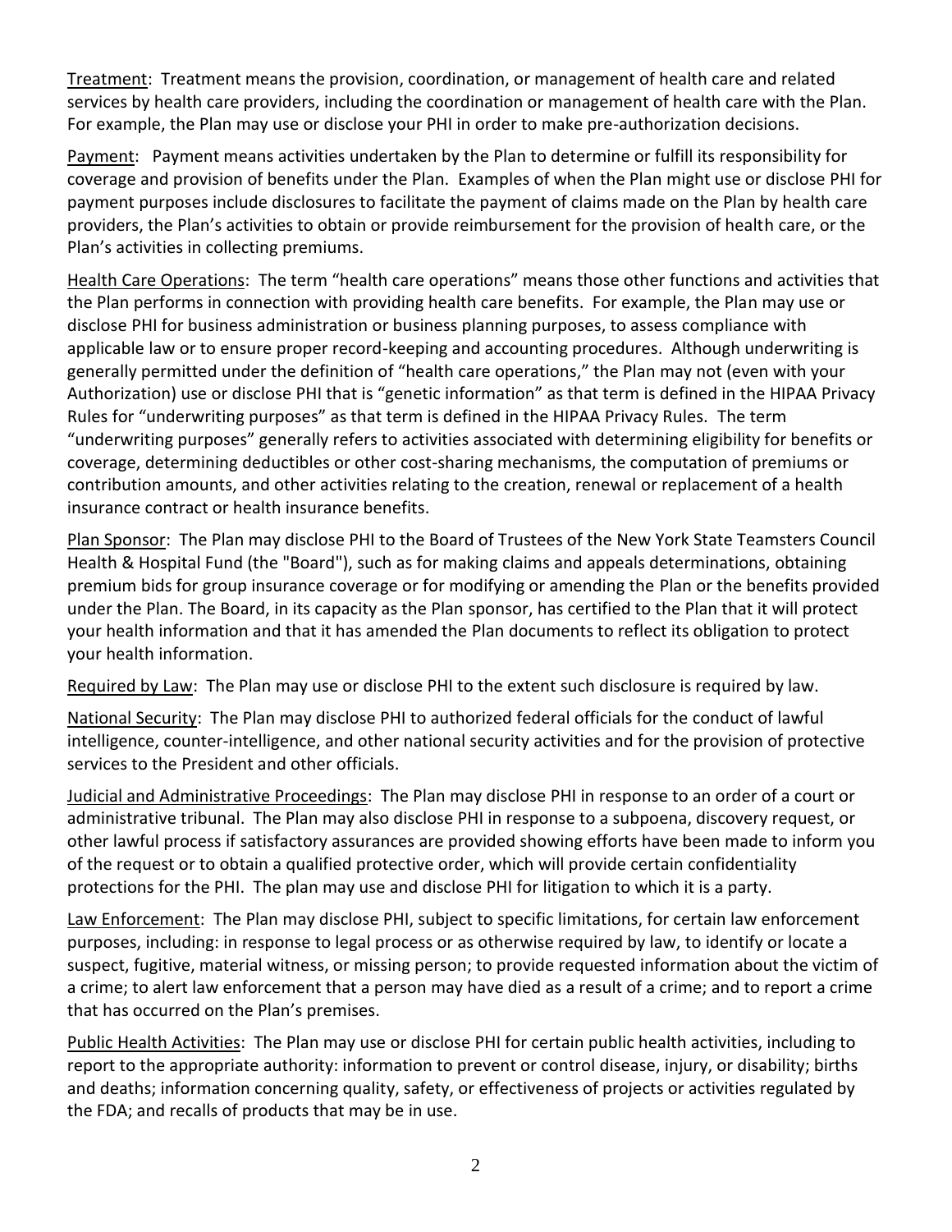Treatment: Treatment means the provision, coordination, or management of health care and related services by health care providers, including the coordination or management of health care with the Plan. For example, the Plan may use or disclose your PHI in order to make pre-authorization decisions.

Payment: Payment means activities undertaken by the Plan to determine or fulfill its responsibility for coverage and provision of benefits under the Plan. Examples of when the Plan might use or disclose PHI for payment purposes include disclosures to facilitate the payment of claims made on the Plan by health care providers, the Plan's activities to obtain or provide reimbursement for the provision of health care, or the Plan's activities in collecting premiums.

Health Care Operations: The term "health care operations" means those other functions and activities that the Plan performs in connection with providing health care benefits. For example, the Plan may use or disclose PHI for business administration or business planning purposes, to assess compliance with applicable law or to ensure proper record-keeping and accounting procedures. Although underwriting is generally permitted under the definition of "health care operations," the Plan may not (even with your Authorization) use or disclose PHI that is "genetic information" as that term is defined in the HIPAA Privacy Rules for "underwriting purposes" as that term is defined in the HIPAA Privacy Rules. The term "underwriting purposes" generally refers to activities associated with determining eligibility for benefits or coverage, determining deductibles or other cost-sharing mechanisms, the computation of premiums or contribution amounts, and other activities relating to the creation, renewal or replacement of a health insurance contract or health insurance benefits.

Plan Sponsor: The Plan may disclose PHI to the Board of Trustees of the New York State Teamsters Council Health & Hospital Fund (the "Board"), such as for making claims and appeals determinations, obtaining premium bids for group insurance coverage or for modifying or amending the Plan or the benefits provided under the Plan. The Board, in its capacity as the Plan sponsor, has certified to the Plan that it will protect your health information and that it has amended the Plan documents to reflect its obligation to protect your health information.

Required by Law: The Plan may use or disclose PHI to the extent such disclosure is required by law.

National Security: The Plan may disclose PHI to authorized federal officials for the conduct of lawful intelligence, counter-intelligence, and other national security activities and for the provision of protective services to the President and other officials.

Judicial and Administrative Proceedings: The Plan may disclose PHI in response to an order of a court or administrative tribunal. The Plan may also disclose PHI in response to a subpoena, discovery request, or other lawful process if satisfactory assurances are provided showing efforts have been made to inform you of the request or to obtain a qualified protective order, which will provide certain confidentiality protections for the PHI. The plan may use and disclose PHI for litigation to which it is a party.

Law Enforcement: The Plan may disclose PHI, subject to specific limitations, for certain law enforcement purposes, including: in response to legal process or as otherwise required by law, to identify or locate a suspect, fugitive, material witness, or missing person; to provide requested information about the victim of a crime; to alert law enforcement that a person may have died as a result of a crime; and to report a crime that has occurred on the Plan's premises.

Public Health Activities: The Plan may use or disclose PHI for certain public health activities, including to report to the appropriate authority: information to prevent or control disease, injury, or disability; births and deaths; information concerning quality, safety, or effectiveness of projects or activities regulated by the FDA; and recalls of products that may be in use.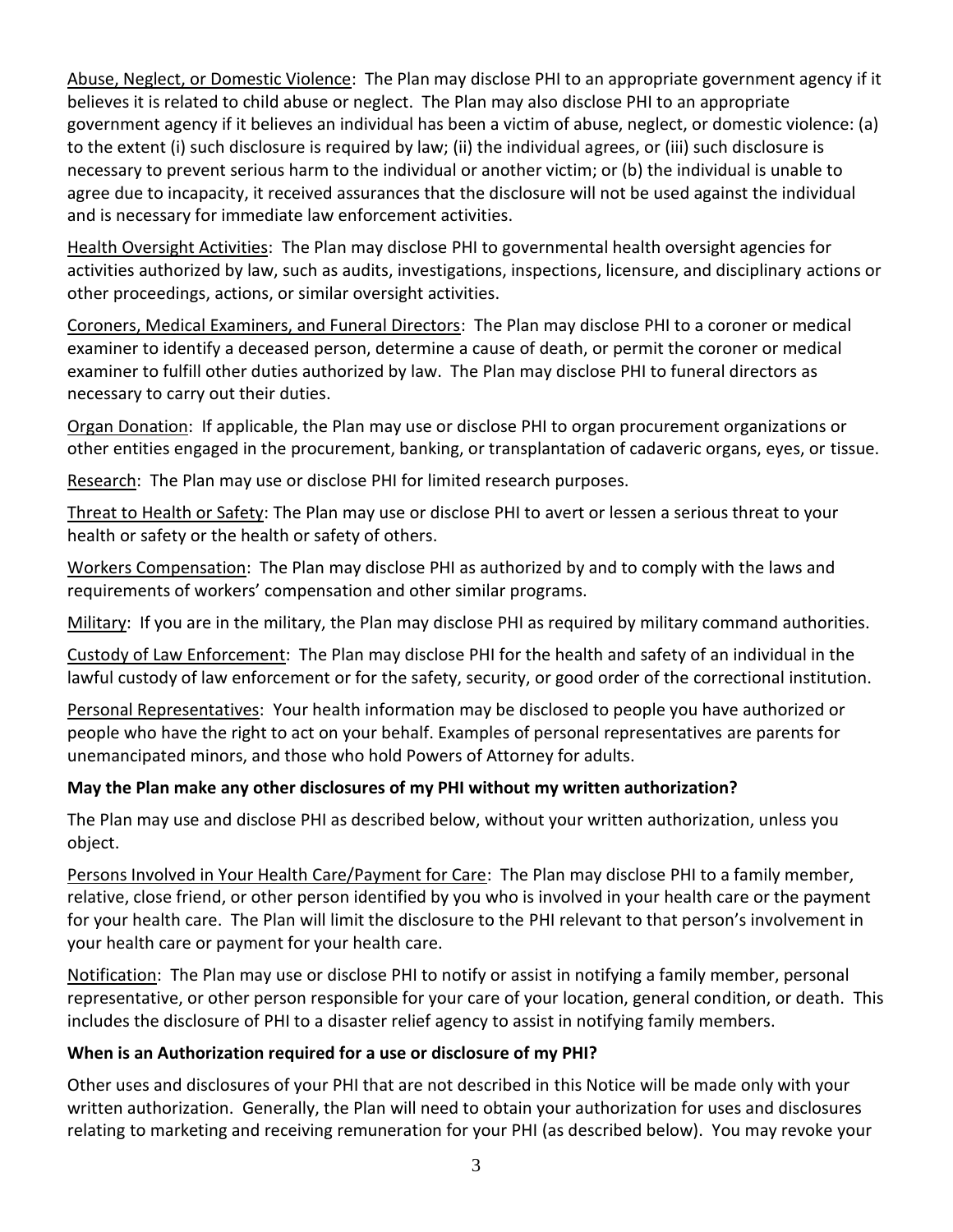Abuse, Neglect, or Domestic Violence: The Plan may disclose PHI to an appropriate government agency if it believes it is related to child abuse or neglect. The Plan may also disclose PHI to an appropriate government agency if it believes an individual has been a victim of abuse, neglect, or domestic violence: (a) to the extent (i) such disclosure is required by law; (ii) the individual agrees, or (iii) such disclosure is necessary to prevent serious harm to the individual or another victim; or (b) the individual is unable to agree due to incapacity, it received assurances that the disclosure will not be used against the individual and is necessary for immediate law enforcement activities.

Health Oversight Activities: The Plan may disclose PHI to governmental health oversight agencies for activities authorized by law, such as audits, investigations, inspections, licensure, and disciplinary actions or other proceedings, actions, or similar oversight activities.

Coroners, Medical Examiners, and Funeral Directors: The Plan may disclose PHI to a coroner or medical examiner to identify a deceased person, determine a cause of death, or permit the coroner or medical examiner to fulfill other duties authorized by law. The Plan may disclose PHI to funeral directors as necessary to carry out their duties.

Organ Donation: If applicable, the Plan may use or disclose PHI to organ procurement organizations or other entities engaged in the procurement, banking, or transplantation of cadaveric organs, eyes, or tissue.

Research: The Plan may use or disclose PHI for limited research purposes.

Threat to Health or Safety: The Plan may use or disclose PHI to avert or lessen a serious threat to your health or safety or the health or safety of others.

Workers Compensation: The Plan may disclose PHI as authorized by and to comply with the laws and requirements of workers' compensation and other similar programs.

Military: If you are in the military, the Plan may disclose PHI as required by military command authorities.

Custody of Law Enforcement: The Plan may disclose PHI for the health and safety of an individual in the lawful custody of law enforcement or for the safety, security, or good order of the correctional institution.

Personal Representatives: Your health information may be disclosed to people you have authorized or people who have the right to act on your behalf. Examples of personal representatives are parents for unemancipated minors, and those who hold Powers of Attorney for adults.

**May the Plan make any other disclosures of my PHI without my written authorization?**

The Plan may use and disclose PHI as described below, without your written authorization, unless you object.

Persons Involved in Your Health Care/Payment for Care: The Plan may disclose PHI to a family member, relative, close friend, or other person identified by you who is involved in your health care or the payment for your health care. The Plan will limit the disclosure to the PHI relevant to that person's involvement in your health care or payment for your health care.

Notification: The Plan may use or disclose PHI to notify or assist in notifying a family member, personal representative, or other person responsible for your care of your location, general condition, or death. This includes the disclosure of PHI to a disaster relief agency to assist in notifying family members.

**When is an Authorization required for a use or disclosure of my PHI?**

Other uses and disclosures of your PHI that are not described in this Notice will be made only with your written authorization. Generally, the Plan will need to obtain your authorization for uses and disclosures relating to marketing and receiving remuneration for your PHI (as described below). You may revoke your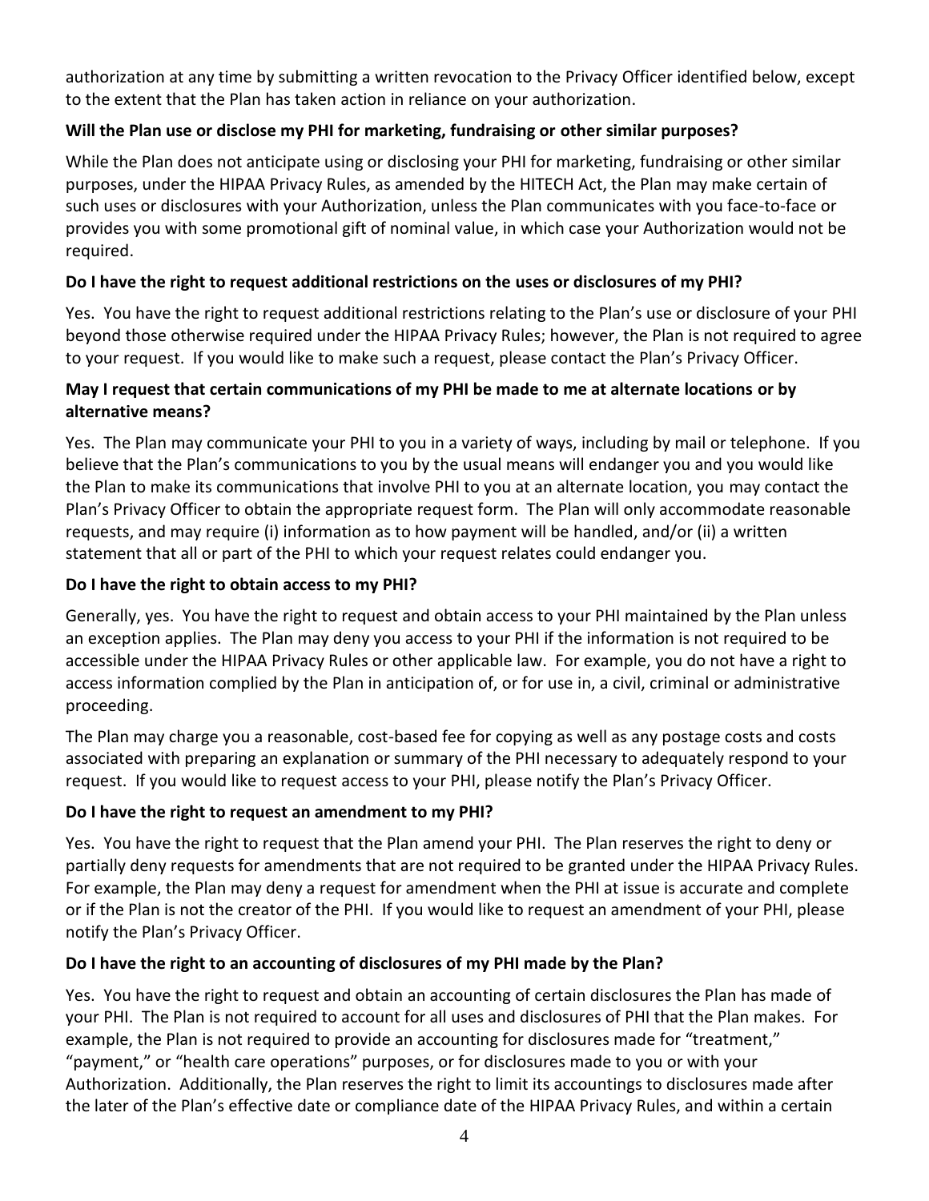authorization at any time by submitting a written revocation to the Privacy Officer identified below, except to the extent that the Plan has taken action in reliance on your authorization.

**Will the Plan use or disclose my PHI for marketing, fundraising or other similar purposes?**

While the Plan does not anticipate using or disclosing your PHI for marketing, fundraising or other similar purposes, under the HIPAA Privacy Rules, as amended by the HITECH Act, the Plan may make certain of such uses or disclosures with your Authorization, unless the Plan communicates with you face-to-face or provides you with some promotional gift of nominal value, in which case your Authorization would not be required.

**Do I have the right to request additional restrictions on the uses or disclosures of my PHI?**

Yes. You have the right to request additional restrictions relating to the Plan's use or disclosure of your PHI beyond those otherwise required under the HIPAA Privacy Rules; however, the Plan is not required to agree to your request. If you would like to make such a request, please contact the Plan's Privacy Officer.

**May I request that certain communications of my PHI be made to me at alternate locations or by alternative means?**

Yes. The Plan may communicate your PHI to you in a variety of ways, including by mail or telephone. If you believe that the Plan's communications to you by the usual means will endanger you and you would like the Plan to make its communications that involve PHI to you at an alternate location, you may contact the Plan's Privacy Officer to obtain the appropriate request form. The Plan will only accommodate reasonable requests, and may require (i) information as to how payment will be handled, and/or (ii) a written statement that all or part of the PHI to which your request relates could endanger you.

**Do I have the right to obtain access to my PHI?**

Generally, yes. You have the right to request and obtain access to your PHI maintained by the Plan unless an exception applies. The Plan may deny you access to your PHI if the information is not required to be accessible under the HIPAA Privacy Rules or other applicable law. For example, you do not have a right to access information complied by the Plan in anticipation of, or for use in, a civil, criminal or administrative proceeding.

The Plan may charge you a reasonable, cost-based fee for copying as well as any postage costs and costs associated with preparing an explanation or summary of the PHI necessary to adequately respond to your request. If you would like to request access to your PHI, please notify the Plan's Privacy Officer.

**Do I have the right to request an amendment to my PHI?**

Yes. You have the right to request that the Plan amend your PHI. The Plan reserves the right to deny or partially deny requests for amendments that are not required to be granted under the HIPAA Privacy Rules. For example, the Plan may deny a request for amendment when the PHI at issue is accurate and complete or if the Plan is not the creator of the PHI. If you would like to request an amendment of your PHI, please notify the Plan's Privacy Officer.

**Do I have the right to an accounting of disclosures of my PHI made by the Plan?**

Yes. You have the right to request and obtain an accounting of certain disclosures the Plan has made of your PHI. The Plan is not required to account for all uses and disclosures of PHI that the Plan makes. For example, the Plan is not required to provide an accounting for disclosures made for "treatment," "payment," or "health care operations" purposes, or for disclosures made to you or with your Authorization. Additionally, the Plan reserves the right to limit its accountings to disclosures made after the later of the Plan's effective date or compliance date of the HIPAA Privacy Rules, and within a certain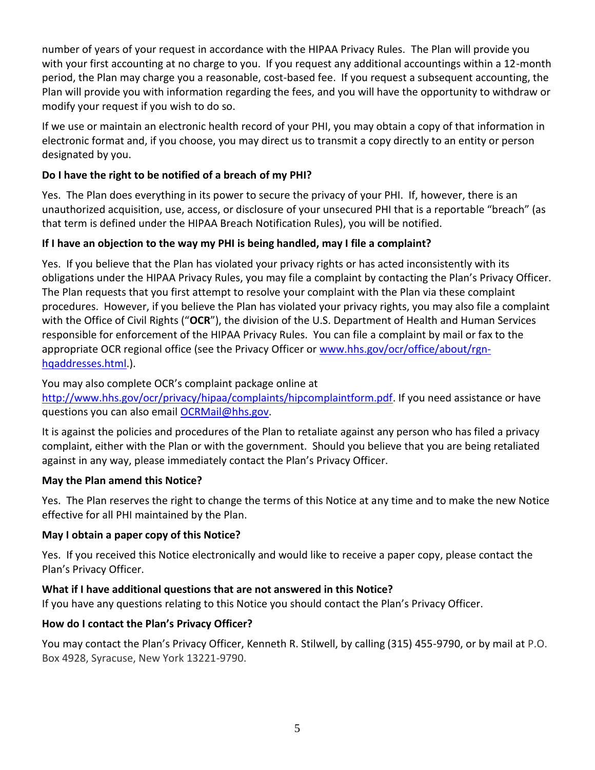number of years of your request in accordance with the HIPAA Privacy Rules. The Plan will provide you with your first accounting at no charge to you. If you request any additional accountings within a 12-month period, the Plan may charge you a reasonable, cost-based fee. If you request a subsequent accounting, the Plan will provide you with information regarding the fees, and you will have the opportunity to withdraw or modify your request if you wish to do so.

If we use or maintain an electronic health record of your PHI, you may obtain a copy of that information in electronic format and, if you choose, you may direct us to transmit a copy directly to an entity or person designated by you.

**Do I have the right to be notified of a breach of my PHI?**

Yes. The Plan does everything in its power to secure the privacy of your PHI. If, however, there is an unauthorized acquisition, use, access, or disclosure of your unsecured PHI that is a reportable "breach" (as that term is defined under the HIPAA Breach Notification Rules), you will be notified.

**If I have an objection to the way my PHI is being handled, may I file a complaint?**

Yes. If you believe that the Plan has violated your privacy rights or has acted inconsistently with its obligations under the HIPAA Privacy Rules, you may file a complaint by contacting the Plan's Privacy Officer. The Plan requests that you first attempt to resolve your complaint with the Plan via these complaint procedures. However, if you believe the Plan has violated your privacy rights, you may also file a complaint with the Office of Civil Rights ("**OCR**"), the division of the U.S. Department of Health and Human Services responsible for enforcement of the HIPAA Privacy Rules. You can file a complaint by mail or fax to the appropriate OCR regional office (see the Privacy Officer or [www.hhs.gov/ocr/office/about/rgn-hqaddresses.html](www.hhs.gov/ocr/office/about/rgn-hqaddresses.html).).

You may also complete OCR's complaint package online at [http://www.hhs.gov/ocr/privacy/hipaa/complaints/hipcomplaintform.pdf](http://www.hhs.gov/ocr/privacy/hipaa/complaints/hipcomplaintform.pdf). If you need assistance or have questions you can also email [OCRMail@hhs.gov](mailto:OCRMail@hhs.gov).

It is against the policies and procedures of the Plan to retaliate against any person who has filed a privacy complaint, either with the Plan or with the government. Should you believe that you are being retaliated against in any way, please immediately contact the Plan's Privacy Officer.

**May the Plan amend this Notice?**

Yes. The Plan reserves the right to change the terms of this Notice at any time and to make the new Notice effective for all PHI maintained by the Plan.

**May I obtain a paper copy of this Notice?**

Yes. If you received this Notice electronically and would like to receive a paper copy, please contact the Plan's Privacy Officer.

**What if I have additional questions that are not answered in this Notice?**

If you have any questions relating to this Notice you should contact the Plan's Privacy Officer.

**How do I contact the Plan's Privacy Officer?**

You may contact the Plan's Privacy Officer, Kenneth R. Stilwell, by calling (315) 455-9790, or by mail at P.O. Box 4928, Syracuse, New York 13221-9790.